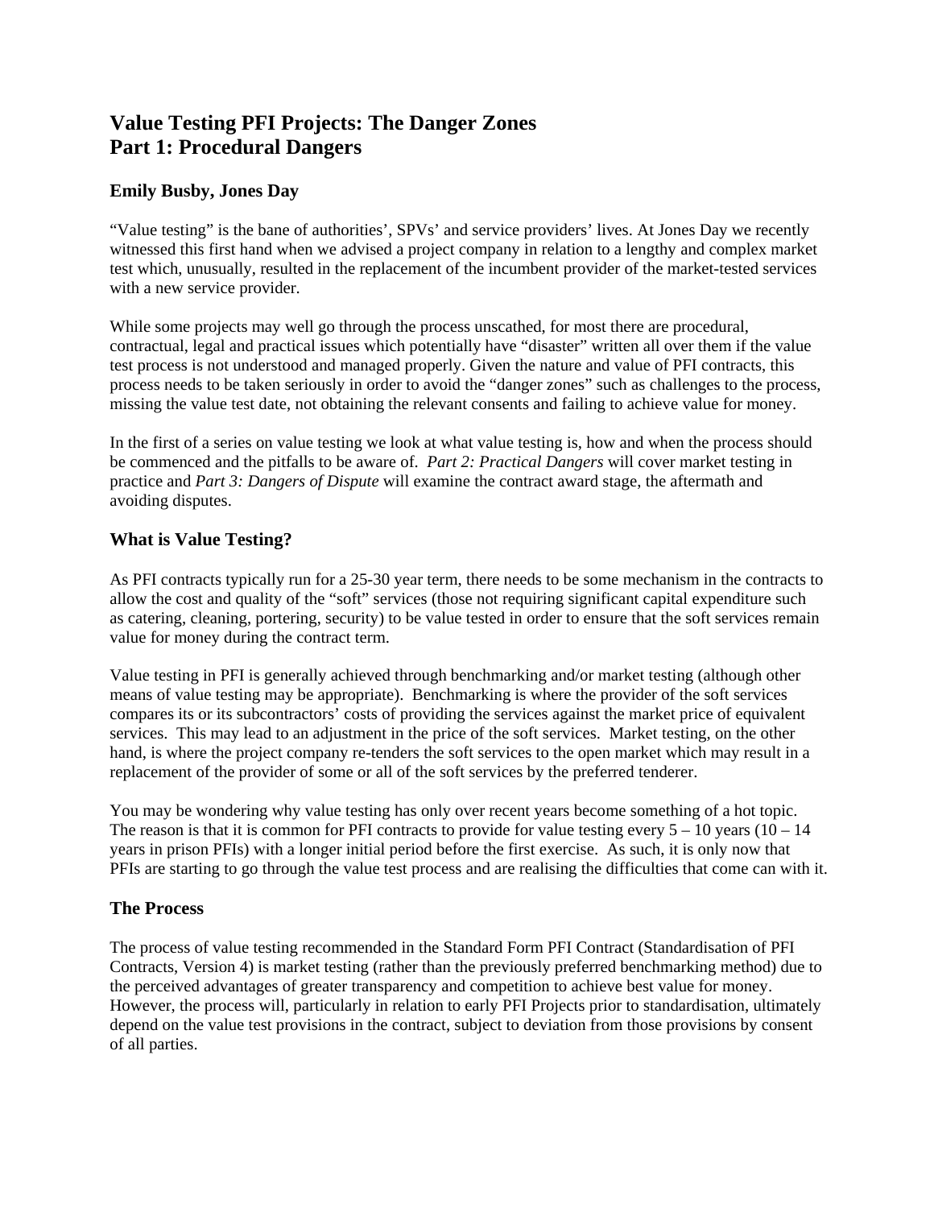# Value Testing PFI Projects: The Danger Zones
# Part 1: Procedural Dangers

### Emily Busby, Jones Day

"Value testing" is the bane of authorities', SPVs' and service providers' lives. At Jones Day we recently witnessed this first hand when we advised a project company in relation to a lengthy and complex market test which, unusually, resulted in the replacement of the incumbent provider of the market-tested services with a new service provider.

While some projects may well go through the process unscathed, for most there are procedural, contractual, legal and practical issues which potentially have "disaster" written all over them if the value test process is not understood and managed properly. Given the nature and value of PFI contracts, this process needs to be taken seriously in order to avoid the "danger zones" such as challenges to the process, missing the value test date, not obtaining the relevant consents and failing to achieve value for money.

In the first of a series on value testing we look at what value testing is, how and when the process should be commenced and the pitfalls to be aware of. *Part 2: Practical Dangers* will cover market testing in practice and *Part 3: Dangers of Dispute* will examine the contract award stage, the aftermath and avoiding disputes.

## What is Value Testing?

As PFI contracts typically run for a 25-30 year term, there needs to be some mechanism in the contracts to allow the cost and quality of the "soft" services (those not requiring significant capital expenditure such as catering, cleaning, portering, security) to be value tested in order to ensure that the soft services remain value for money during the contract term.

Value testing in PFI is generally achieved through benchmarking and/or market testing (although other means of value testing may be appropriate). Benchmarking is where the provider of the soft services compares its or its subcontractors' costs of providing the services against the market price of equivalent services. This may lead to an adjustment in the price of the soft services. Market testing, on the other hand, is where the project company re-tenders the soft services to the open market which may result in a replacement of the provider of some or all of the soft services by the preferred tenderer.

You may be wondering why value testing has only over recent years become something of a hot topic. The reason is that it is common for PFI contracts to provide for value testing every 5 – 10 years (10 – 14 years in prison PFIs) with a longer initial period before the first exercise. As such, it is only now that PFIs are starting to go through the value test process and are realising the difficulties that come can with it.

## The Process

The process of value testing recommended in the Standard Form PFI Contract (Standardisation of PFI Contracts, Version 4) is market testing (rather than the previously preferred benchmarking method) due to the perceived advantages of greater transparency and competition to achieve best value for money. However, the process will, particularly in relation to early PFI Projects prior to standardisation, ultimately depend on the value test provisions in the contract, subject to deviation from those provisions by consent of all parties.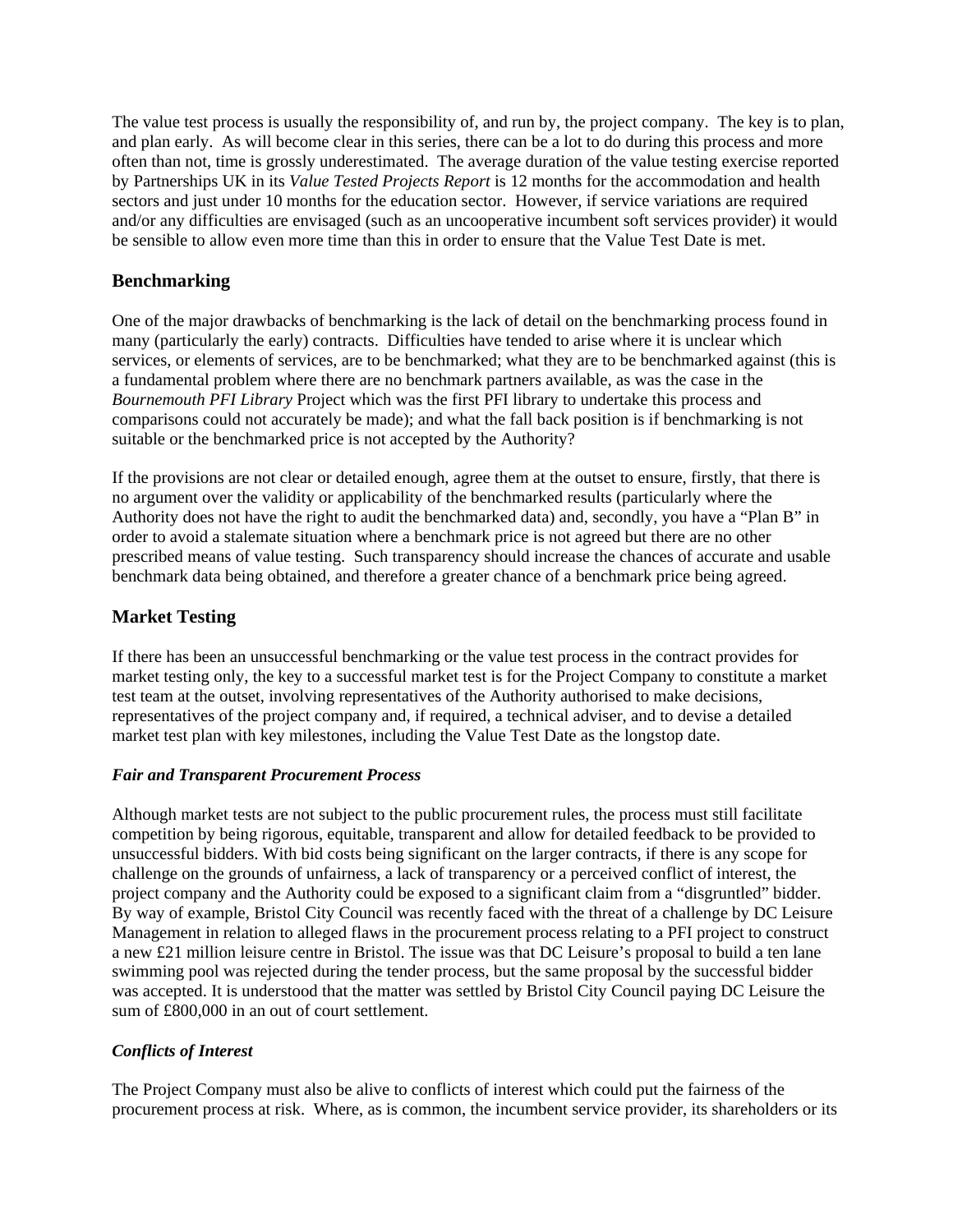The value test process is usually the responsibility of, and run by, the project company. The key is to plan, and plan early. As will become clear in this series, there can be a lot to do during this process and more often than not, time is grossly underestimated. The average duration of the value testing exercise reported by Partnerships UK in its *Value Tested Projects Report* is 12 months for the accommodation and health sectors and just under 10 months for the education sector. However, if service variations are required and/or any difficulties are envisaged (such as an uncooperative incumbent soft services provider) it would be sensible to allow even more time than this in order to ensure that the Value Test Date is met.

## Benchmarking

One of the major drawbacks of benchmarking is the lack of detail on the benchmarking process found in many (particularly the early) contracts. Difficulties have tended to arise where it is unclear which services, or elements of services, are to be benchmarked; what they are to be benchmarked against (this is a fundamental problem where there are no benchmark partners available, as was the case in the *Bournemouth PFI Library* Project which was the first PFI library to undertake this process and comparisons could not accurately be made); and what the fall back position is if benchmarking is not suitable or the benchmarked price is not accepted by the Authority?

If the provisions are not clear or detailed enough, agree them at the outset to ensure, firstly, that there is no argument over the validity or applicability of the benchmarked results (particularly where the Authority does not have the right to audit the benchmarked data) and, secondly, you have a "Plan B" in order to avoid a stalemate situation where a benchmark price is not agreed but there are no other prescribed means of value testing. Such transparency should increase the chances of accurate and usable benchmark data being obtained, and therefore a greater chance of a benchmark price being agreed.

## Market Testing

If there has been an unsuccessful benchmarking or the value test process in the contract provides for market testing only, the key to a successful market test is for the Project Company to constitute a market test team at the outset, involving representatives of the Authority authorised to make decisions, representatives of the project company and, if required, a technical adviser, and to devise a detailed market test plan with key milestones, including the Value Test Date as the longstop date.

### *Fair and Transparent Procurement Process*

Although market tests are not subject to the public procurement rules, the process must still facilitate competition by being rigorous, equitable, transparent and allow for detailed feedback to be provided to unsuccessful bidders. With bid costs being significant on the larger contracts, if there is any scope for challenge on the grounds of unfairness, a lack of transparency or a perceived conflict of interest, the project company and the Authority could be exposed to a significant claim from a "disgruntled" bidder. By way of example, Bristol City Council was recently faced with the threat of a challenge by DC Leisure Management in relation to alleged flaws in the procurement process relating to a PFI project to construct a new £21 million leisure centre in Bristol. The issue was that DC Leisure's proposal to build a ten lane swimming pool was rejected during the tender process, but the same proposal by the successful bidder was accepted. It is understood that the matter was settled by Bristol City Council paying DC Leisure the sum of £800,000 in an out of court settlement.

### *Conflicts of Interest*

The Project Company must also be alive to conflicts of interest which could put the fairness of the procurement process at risk. Where, as is common, the incumbent service provider, its shareholders or its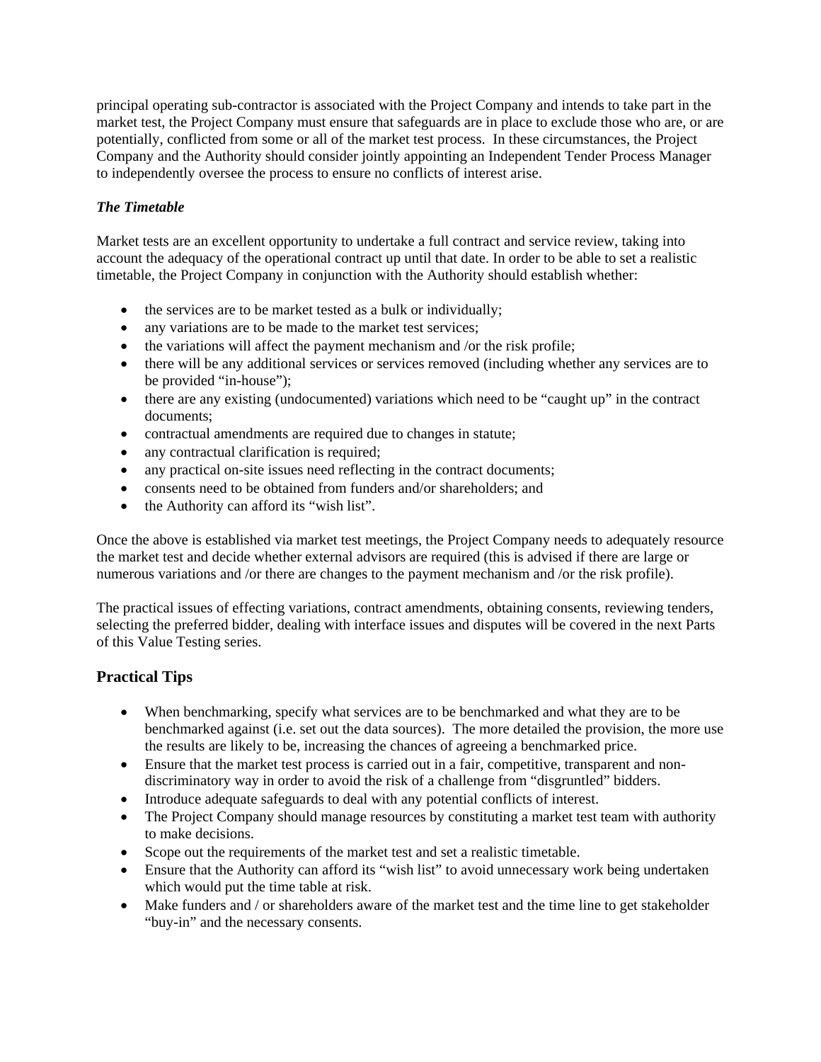principal operating sub-contractor is associated with the Project Company and intends to take part in the market test, the Project Company must ensure that safeguards are in place to exclude those who are, or are potentially, conflicted from some or all of the market test process. In these circumstances, the Project Company and the Authority should consider jointly appointing an Independent Tender Process Manager to independently oversee the process to ensure no conflicts of interest arise.

***The Timetable***

Market tests are an excellent opportunity to undertake a full contract and service review, taking into account the adequacy of the operational contract up until that date. In order to be able to set a realistic timetable, the Project Company in conjunction with the Authority should establish whether:

- the services are to be market tested as a bulk or individually;
- any variations are to be made to the market test services;
- the variations will affect the payment mechanism and /or the risk profile;
- there will be any additional services or services removed (including whether any services are to be provided "in-house");
- there are any existing (undocumented) variations which need to be "caught up" in the contract documents;
- contractual amendments are required due to changes in statute;
- any contractual clarification is required;
- any practical on-site issues need reflecting in the contract documents;
- consents need to be obtained from funders and/or shareholders; and
- the Authority can afford its "wish list".

Once the above is established via market test meetings, the Project Company needs to adequately resource the market test and decide whether external advisors are required (this is advised if there are large or numerous variations and /or there are changes to the payment mechanism and /or the risk profile).

The practical issues of effecting variations, contract amendments, obtaining consents, reviewing tenders, selecting the preferred bidder, dealing with interface issues and disputes will be covered in the next Parts of this Value Testing series.

## Practical Tips

- When benchmarking, specify what services are to be benchmarked and what they are to be benchmarked against (i.e. set out the data sources). The more detailed the provision, the more use the results are likely to be, increasing the chances of agreeing a benchmarked price.
- Ensure that the market test process is carried out in a fair, competitive, transparent and non-discriminatory way in order to avoid the risk of a challenge from "disgruntled" bidders.
- Introduce adequate safeguards to deal with any potential conflicts of interest.
- The Project Company should manage resources by constituting a market test team with authority to make decisions.
- Scope out the requirements of the market test and set a realistic timetable.
- Ensure that the Authority can afford its "wish list" to avoid unnecessary work being undertaken which would put the time table at risk.
- Make funders and / or shareholders aware of the market test and the time line to get stakeholder "buy-in" and the necessary consents.